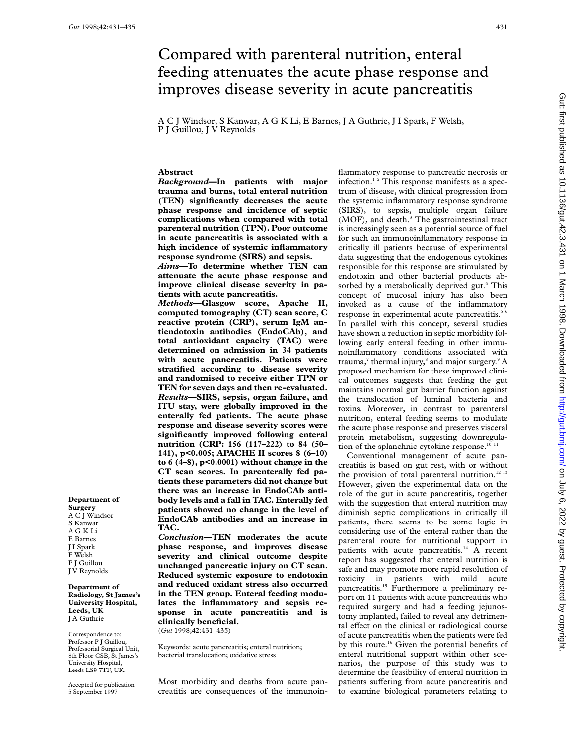# Compared with parenteral nutrition, enteral feeding attenuates the acute phase response and improves disease severity in acute pancreatitis

A C J Windsor, S Kanwar, A G K Li, E Barnes, J A Guthrie, J I Spark, F Welsh, P J Guillou, J V Reynolds

## Abstract

***Background*—In patients with major trauma and burns, total enteral nutrition (TEN) significantly decreases the acute phase response and incidence of septic complications when compared with total parenteral nutrition (TPN). Poor outcome in acute pancreatitis is associated with a high incidence of systemic inflammatory response syndrome (SIRS) and sepsis.**

***Aims*—To determine whether TEN can attenuate the acute phase response and improve clinical disease severity in patients with acute pancreatitis.**

***Methods*—Glasgow score, Apache II, computed tomography (CT) scan score, C reactive protein (CRP), serum IgM antiendotoxin antibodies (EndoCAb), and total antioxidant capacity (TAC) were determined on admission in 34 patients with acute pancreatitis. Patients were stratified according to disease severity and randomised to receive either TPN or TEN for seven days and then re-evaluated.**

***Results*—SIRS, sepsis, organ failure, and ITU stay, were globally improved in the enterally fed patients. The acute phase response and disease severity scores were significantly improved following enteral nutrition (CRP: 156 (117–222) to 84 (50–141), $p<0.005$; APACHE II scores 8 (6–10) to 6 (4–8), $p<0.0001$) without change in the CT scan scores. In parenterally fed patients these parameters did not change but there was an increase in EndoCAb antibody levels and a fall in TAC. Enterally fed patients showed no change in the level of EndoCAb antibodies and an increase in TAC.**

***Conclusion*—TEN moderates the acute phase response, and improves disease severity and clinical outcome despite unchanged pancreatic injury on CT scan. Reduced systemic exposure to endotoxin and reduced oxidant stress also occurred in the TEN group. Enteral feeding modulates the inflammatory and sepsis response in acute pancreatitis and is clinically beneficial.**

(*Gut* 1998;**42**:431–435)

Keywords: acute pancreatitis; enteral nutrition; bacterial translocation; oxidative stress

**Department of Surgery**
A C J Windsor
S Kanwar
A G K Li
E Barnes
J I Spark
F Welsh
P J Guillou
J V Reynolds

**Department of Radiology, St James's University Hospital, Leeds, UK**
J A Guthrie

Correspondence to: Professor P J Guillou, Professorial Surgical Unit, 8th Floor CSB, St James's University Hospital, Leeds LS9 7TF, UK.

Accepted for publication 5 September 1997

Most morbidity and deaths from acute pancreatitis are consequences of the immunoinflammatory response to pancreatic necrosis or infection.[1 2] This response manifests as a spectrum of disease, with clinical progression from the systemic inflammatory response syndrome (SIRS), to sepsis, multiple organ failure (MOF), and death.[3] The gastrointestinal tract is increasingly seen as a potential source of fuel for such an immunoinflammatory response in critically ill patients because of experimental data suggesting that the endogenous cytokines responsible for this response are stimulated by endotoxin and other bacterial products absorbed by a metabolically deprived gut.[4] This concept of mucosal injury has also been invoked as a cause of the inflammatory response in experimental acute pancreatitis.[5 6] In parallel with this concept, several studies have shown a reduction in septic morbidity following early enteral feeding in other immunoinflammatory conditions associated with trauma,[7] thermal injury,[8] and major surgery.[9] A proposed mechanism for these improved clinical outcomes suggests that feeding the gut maintains normal gut barrier function against the translocation of luminal bacteria and toxins. Moreover, in contrast to parenteral nutrition, enteral feeding seems to modulate the acute phase response and preserves visceral protein metabolism, suggesting downregulation of the splanchnic cytokine response.[10 11]

Conventional management of acute pancreatitis is based on gut rest, with or without the provision of total parenteral nutrition.[12 13] However, given the experimental data on the role of the gut in acute pancreatitis, together with the suggestion that enteral nutrition may diminish septic complications in critically ill patients, there seems to be some logic in considering use of the enteral rather than the parenteral route for nutritional support in patients with acute pancreatitis.[14] A recent report has suggested that enteral nutrition is safe and may promote more rapid resolution of toxicity in patients with mild acute pancreatitis.[15] Furthermore a preliminary report on 11 patients with acute pancreatitis who required surgery and had a feeding jejunostomy implanted, failed to reveal any detrimental effect on the clinical or radiological course of acute pancreatitis when the patients were fed by this route.[16] Given the potential benefits of enteral nutritional support within other scenarios, the purpose of this study was to determine the feasibility of enteral nutrition in patients suffering from acute pancreatitis and to examine biological parameters relating to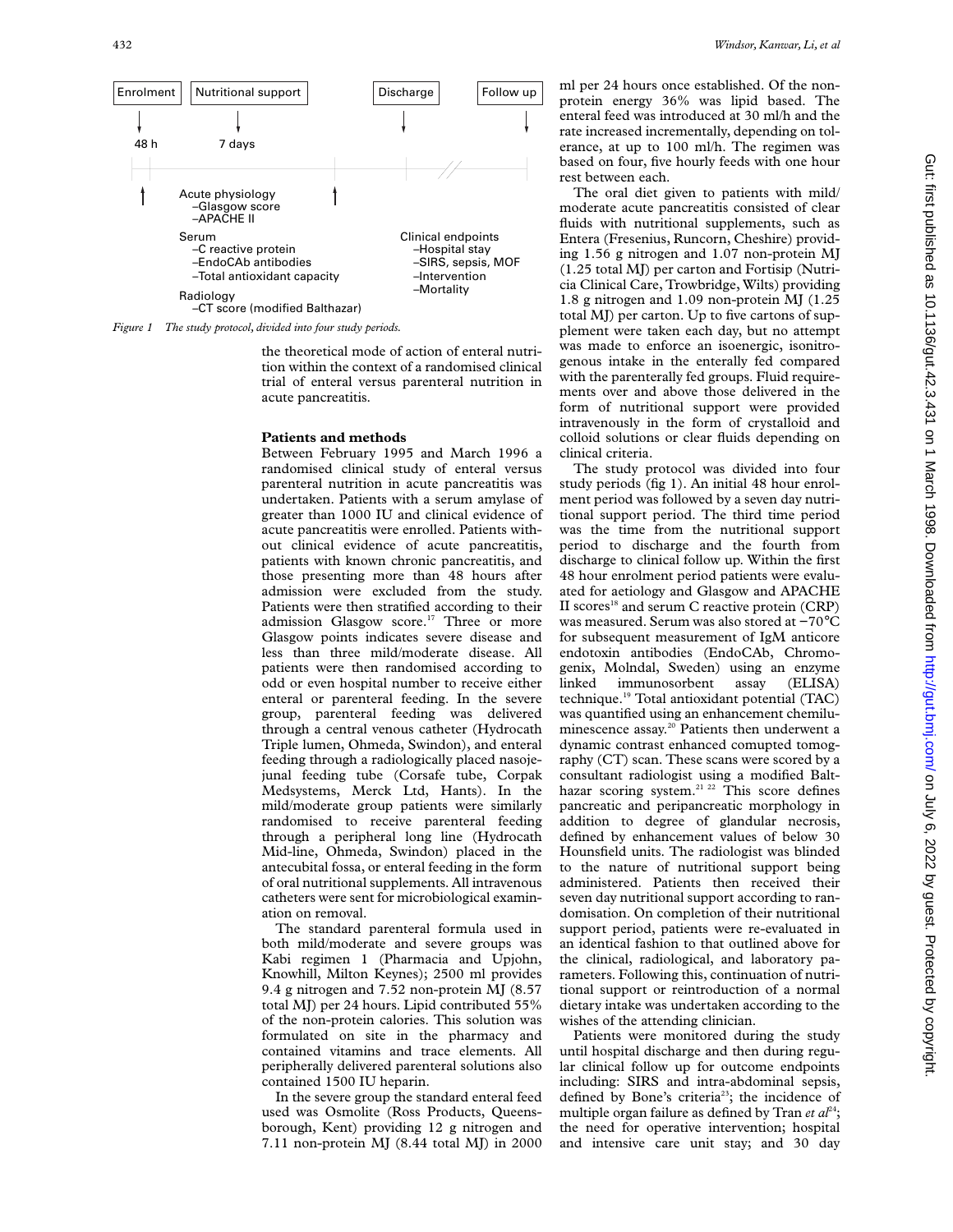Enrolment | Nutritional support | Discharge | Follow up

48 h — 7 days

Acute physiology
–Glasgow score
–APACHE II

Serum
–C reactive protein
–EndoCAb antibodies
–Total antioxidant capacity

Radiology
–CT score (modified Balthazar)

Clinical endpoints
–Hospital stay
–SIRS, sepsis, MOF
–Intervention
–Mortality

*Figure 1 The study protocol, divided into four study periods.*

the theoretical mode of action of enteral nutrition within the context of a randomised clinical trial of enteral versus parenteral nutrition in acute pancreatitis.

## Patients and methods

Between February 1995 and March 1996 a randomised clinical study of enteral versus parenteral nutrition in acute pancreatitis was undertaken. Patients with a serum amylase of greater than 1000 IU and clinical evidence of acute pancreatitis were enrolled. Patients without clinical evidence of acute pancreatitis, patients with known chronic pancreatitis, and those presenting more than 48 hours after admission were excluded from the study. Patients were then stratified according to their admission Glasgow score.[17] Three or more Glasgow points indicates severe disease and less than three mild/moderate disease. All patients were then randomised according to odd or even hospital number to receive either enteral or parenteral feeding. In the severe group, parenteral feeding was delivered through a central venous catheter (Hydrocath Triple lumen, Ohmeda, Swindon), and enteral feeding through a radiologically placed nasojejunal feeding tube (Corsafe tube, Corpak Medsystems, Merck Ltd, Hants). In the mild/moderate group patients were similarly randomised to receive parenteral feeding through a peripheral long line (Hydrocath Mid-line, Ohmeda, Swindon) placed in the antecubital fossa, or enteral feeding in the form of oral nutritional supplements. All intravenous catheters were sent for microbiological examination on removal.

The standard parenteral formula used in both mild/moderate and severe groups was Kabi regimen 1 (Pharmacia and Upjohn, Knowhill, Milton Keynes); 2500 ml provides 9.4 g nitrogen and 7.52 non-protein MJ (8.57 total MJ) per 24 hours. Lipid contributed 55% of the non-protein calories. This solution was formulated on site in the pharmacy and contained vitamins and trace elements. All peripherally delivered parenteral solutions also contained 1500 IU heparin.

In the severe group the standard enteral feed used was Osmolite (Ross Products, Queensborough, Kent) providing 12 g nitrogen and 7.11 non-protein MJ (8.44 total MJ) in 2000 ml per 24 hours once established. Of the non-protein energy 36% was lipid based. The enteral feed was introduced at 30 ml/h and the rate increased incrementally, depending on tolerance, at up to 100 ml/h. The regimen was based on four, five hourly feeds with one hour rest between each.

The oral diet given to patients with mild/moderate acute pancreatitis consisted of clear fluids with nutritional supplements, such as Entera (Fresenius, Runcorn, Cheshire) providing 1.56 g nitrogen and 1.07 non-protein MJ (1.25 total MJ) per carton and Fortisip (Nutricia Clinical Care, Trowbridge, Wilts) providing 1.8 g nitrogen and 1.09 non-protein MJ (1.25 total MJ) per carton. Up to five cartons of supplement were taken each day, but no attempt was made to enforce an isoenergic, isonitrogenous intake in the enterally fed compared with the parenterally fed groups. Fluid requirements over and above those delivered in the form of nutritional support were provided intravenously in the form of crystalloid and colloid solutions or clear fluids depending on clinical criteria.

The study protocol was divided into four study periods (fig 1). An initial 48 hour enrolment period was followed by a seven day nutritional support period. The third time period was the time from the nutritional support period to discharge and the fourth from discharge to clinical follow up. Within the first 48 hour enrolment period patients were evaluated for aetiology and Glasgow and APACHE II scores[18] and serum C reactive protein (CRP) was measured. Serum was also stored at −70°C for subsequent measurement of IgM anticore endotoxin antibodies (EndoCAb, Chromogenix, Molndal, Sweden) using an enzyme linked immunosorbent assay (ELISA) technique.[19] Total antioxidant potential (TAC) was quantified using an enhancement chemiluminescence assay.[20] Patients then underwent a dynamic contrast enhanced comupted tomography (CT) scan. These scans were scored by a consultant radiologist using a modified Balthazar scoring system.[21 22] This score defines pancreatic and peripancreatic morphology in addition to degree of glandular necrosis, defined by enhancement values of below 30 Hounsfield units. The radiologist was blinded to the nature of nutritional support being administered. Patients then received their seven day nutritional support according to randomisation. On completion of their nutritional support period, patients were re-evaluated in an identical fashion to that outlined above for the clinical, radiological, and laboratory parameters. Following this, continuation of nutritional support or reintroduction of a normal dietary intake was undertaken according to the wishes of the attending clinician.

Patients were monitored during the study until hospital discharge and then during regular clinical follow up for outcome endpoints including: SIRS and intra-abdominal sepsis, defined by Bone's criteria[23]; the incidence of multiple organ failure as defined by Tran *et al*[24]; the need for operative intervention; hospital and intensive care unit stay; and 30 day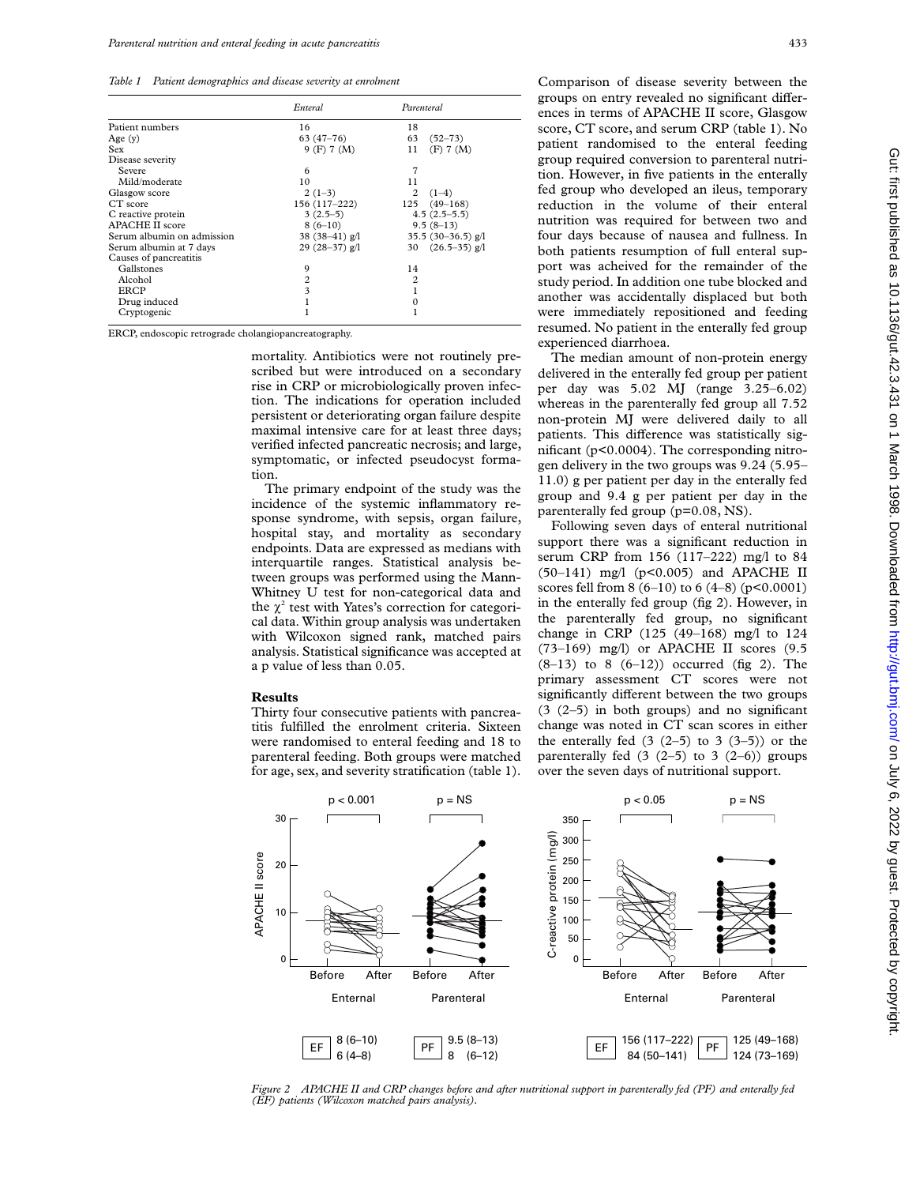*Table 1 Patient demographics and disease severity at enrolment*

| | Enteral | Parenteral |
|---|---|---|
| Patient numbers | 16 | 18 |
| Age (y) | 63 (47–76) | 63 (52–73) |
| Sex | 9 (F) 7 (M) | 11 (F) 7 (M) |
| Disease severity | | |
| Severe | 6 | 7 |
| Mild/moderate | 10 | 11 |
| Glasgow score | 2 (1–3) | 2 (1–4) |
| CT score | 156 (117–222) | 125 (49–168) |
| C reactive protein | 3 (2.5–5) | 4.5 (2.5–5.5) |
| APACHE II score | 8 (6–10) | 9.5 (8–13) |
| Serum albumin on admission | 38 (38–41) g/l | 35.5 (30–36.5) g/l |
| Serum albumin at 7 days | 29 (28–37) g/l | 30 (26.5–35) g/l |
| Causes of pancreatitis | | |
| Gallstones | 9 | 14 |
| Alcohol | 2 | 2 |
| ERCP | 3 | 1 |
| Drug induced | 1 | 0 |
| Cryptogenic | 1 | 1 |

ERCP, endoscopic retrograde cholangiopancreatography.

mortality. Antibiotics were not routinely prescribed but were introduced on a secondary rise in CRP or microbiologically proven infection. The indications for operation included persistent or deteriorating organ failure despite maximal intensive care for at least three days; verified infected pancreatic necrosis; and large, symptomatic, or infected pseudocyst formation.

The primary endpoint of the study was the incidence of the systemic inflammatory response syndrome, with sepsis, organ failure, hospital stay, and mortality as secondary endpoints. Data are expressed as medians with interquartile ranges. Statistical analysis between groups was performed using the Mann-Whitney U test for non-categorical data and the $\chi^2$ test with Yates's correction for categorical data. Within group analysis was undertaken with Wilcoxon signed rank, matched pairs analysis. Statistical significance was accepted at a p value of less than 0.05.

## Results

Thirty four consecutive patients with pancreatitis fulfilled the enrolment criteria. Sixteen were randomised to enteral feeding and 18 to parenteral feeding. Both groups were matched for age, sex, and severity stratification (table 1).

Comparison of disease severity between the groups on entry revealed no significant differences in terms of APACHE II score, Glasgow score, CT score, and serum CRP (table 1). No patient randomised to the enteral feeding group required conversion to parenteral nutrition. However, in five patients in the enterally fed group who developed an ileus, temporary reduction in the volume of their enteral nutrition was required for between two and four days because of nausea and fullness. In both patients resumption of full enteral support was acheived for the remainder of the study period. In addition one tube blocked and another was accidentally displaced but both were immediately repositioned and feeding resumed. No patient in the enterally fed group experienced diarrhoea.

The median amount of non-protein energy delivered in the enterally fed group per patient per day was 5.02 MJ (range 3.25–6.02) whereas in the parenterally fed group all 7.52 non-protein MJ were delivered daily to all patients. This difference was statistically significant ($p<0.0004$). The corresponding nitrogen delivery in the two groups was 9.24 (5.95–11.0) g per patient per day in the enterally fed group and 9.4 g per patient per day in the parenterally fed group (p=0.08, NS).

Following seven days of enteral nutritional support there was a significant reduction in serum CRP from 156 (117–222) mg/l to 84 (50–141) mg/l ($p<0.005$) and APACHE II scores fell from 8 (6–10) to 6 (4–8) ($p<0.0001$) in the enterally fed group (fig 2). However, in the parenterally fed group, no significant change in CRP (125 (49–168) mg/l to 124 (73–169) mg/l) or APACHE II scores (9.5 (8–13) to 8 (6–12)) occurred (fig 2). The primary assessment CT scores were not significantly different between the two groups (3 (2–5) in both groups) and no significant change was noted in CT scan scores in either the enterally fed (3 (2–5) to 3 (3–5)) or the parenterally fed (3 (2–5) to 3 (2–6)) groups over the seven days of nutritional support.

*Figure 2 APACHE II and CRP changes before and after nutritional support in parenterally fed (PF) and enterally fed (EF) patients (Wilcoxon matched pairs analysis).*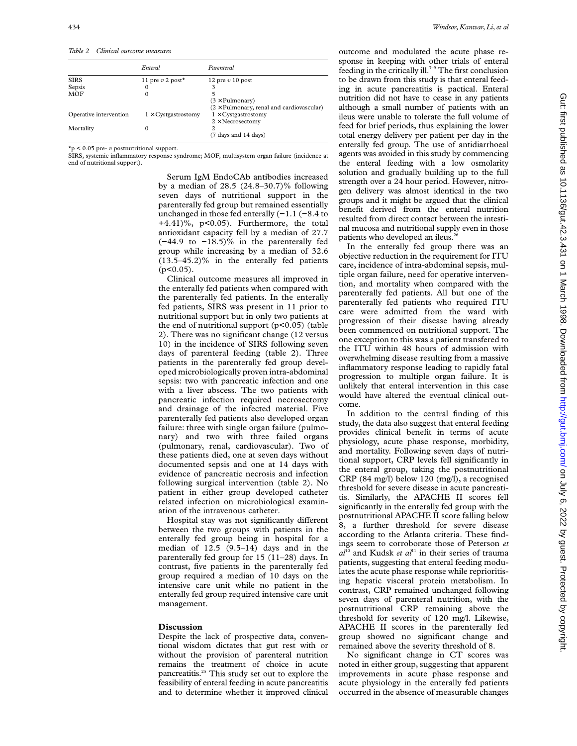*Table 2 Clinical outcome measures*

| | Enteral | Parenteral |
|---|---|---|
| SIRS | 11 pre *v* 2 post* | 12 pre *v* 10 post |
| Sepsis | 0 | 3 |
| MOF | 0 | 5 (3 ×Pulmonary) (2 ×Pulmonary, renal and cardiovascular) |
| Operative intervention | 1 ×Cystgastrostomy | 1 ×Cystgastrostomy 2 ×Necrosectomy |
| Mortality | 0 | 2 (7 days and 14 days) |

*p < 0.05 pre- *v* postnutritional support.
SIRS, systemic inflammatory response syndrome; MOF, multisystem organ failure (incidence at end of nutritional support).

Serum IgM EndoCAb antibodies increased by a median of 28.5 (24.8–30.7)% following seven days of nutritional support in the parenterally fed group but remained essentially unchanged in those fed enterally (−1.1 (−8.4 to +4.41)%, $p<0.05$). Furthermore, the total antioxidant capacity fell by a median of 27.7 (−44.9 to −18.5)% in the parenterally fed group while increasing by a median of 32.6 (13.5–45.2)% in the enterally fed patients ($p<0.05$).

Clinical outcome measures all improved in the enterally fed patients when compared with the parenterally fed patients. In the enterally fed patients, SIRS was present in 11 prior to nutritional support but in only two patients at the end of nutritional support ($p<0.05$) (table 2). There was no significant change (12 versus 10) in the incidence of SIRS following seven days of parenteral feeding (table 2). Three patients in the parenterally fed group developed microbiologically proven intra-abdominal sepsis: two with pancreatic infection and one with a liver abscess. The two patients with pancreatic infection required necrosectomy and drainage of the infected material. Five parenterally fed patients also developed organ failure: three with single organ failure (pulmonary) and two with three failed organs (pulmonary, renal, cardiovascular). Two of these patients died, one at seven days without documented sepsis and one at 14 days with evidence of pancreatic necrosis and infection following surgical intervention (table 2). No patient in either group developed catheter related infection on microbiological examination of the intravenous catheter.

Hospital stay was not significantly different between the two groups with patients in the enterally fed group being in hospital for a median of 12.5 (9.5–14) days and in the parenterally fed group for 15 (11–28) days. In contrast, five patients in the parenterally fed group required a median of 10 days on the intensive care unit while no patient in the enterally fed group required intensive care unit management.

## Discussion

Despite the lack of prospective data, conventional wisdom dictates that gut rest with or without the provision of parenteral nutrition remains the treatment of choice in acute pancreatitis.[25] This study set out to explore the feasibility of enteral feeding in acute pancreatitis and to determine whether it improved clinical outcome and modulated the acute phase response in keeping with other trials of enteral feeding in the critically ill.[7–9] The first conclusion to be drawn from this study is that enteral feeding in acute pancreatitis is pactical. Enteral nutrition did not have to cease in any patients although a small number of patients with an ileus were unable to tolerate the full volume of feed for brief periods, thus explaining the lower total energy delivery per patient per day in the enterally fed group. The use of antidiarrhoeal agents was avoided in this study by commencing the enteral feeding with a low osmolarity solution and gradually building up to the full strength over a 24 hour period. However, nitrogen delivery was almost identical in the two groups and it might be argued that the clinical benefit derived from the enteral nutrition resulted from direct contact between the intestinal mucosa and nutritional supply even in those patients who developed an ileus.[26]

In the enterally fed group there was an objective reduction in the requirement for ITU care, incidence of intra-abdominal sepsis, multiple organ failure, need for operative intervention, and mortality when compared with the parenterally fed patients. All but one of the parenterally fed patients who required ITU care were admitted from the ward with progression of their disease having already been commenced on nutritional support. The one exception to this was a patient transfered to the ITU within 48 hours of admission with overwhelming disease resulting from a massive inflammatory response leading to rapidly fatal progression to multiple organ failure. It is unlikely that enteral intervention in this case would have altered the eventual clinical outcome.

In addition to the central finding of this study, the data also suggest that enteral feeding provides clinical benefit in terms of acute physiology, acute phase response, morbidity, and mortality. Following seven days of nutritional support, CRP levels fell significantly in the enteral group, taking the postnutritional CRP (84 mg/l) below 120 (mg/l), a recognised threshold for severe disease in acute pancreatitis. Similarly, the APACHE II scores fell significantly in the enterally fed group with the postnutritional APACHE II score falling below 8, a further threshold for severe disease according to the Atlanta criteria. These findings seem to corroborate those of Peterson *et al*[10] and Kudsk *et al*[11] in their series of trauma patients, suggesting that enteral feeding modulates the acute phase response while reprioritising hepatic visceral protein metabolism. In contrast, CRP remained unchanged following seven days of parenteral nutrition, with the postnutritional CRP remaining above the threshold for severity of 120 mg/l. Likewise, APACHE II scores in the parenterally fed group showed no significant change and remained above the severity threshold of 8.

No significant change in CT scores was noted in either group, suggesting that apparent improvements in acute phase response and acute physiology in the enterally fed patients occurred in the absence of measurable changes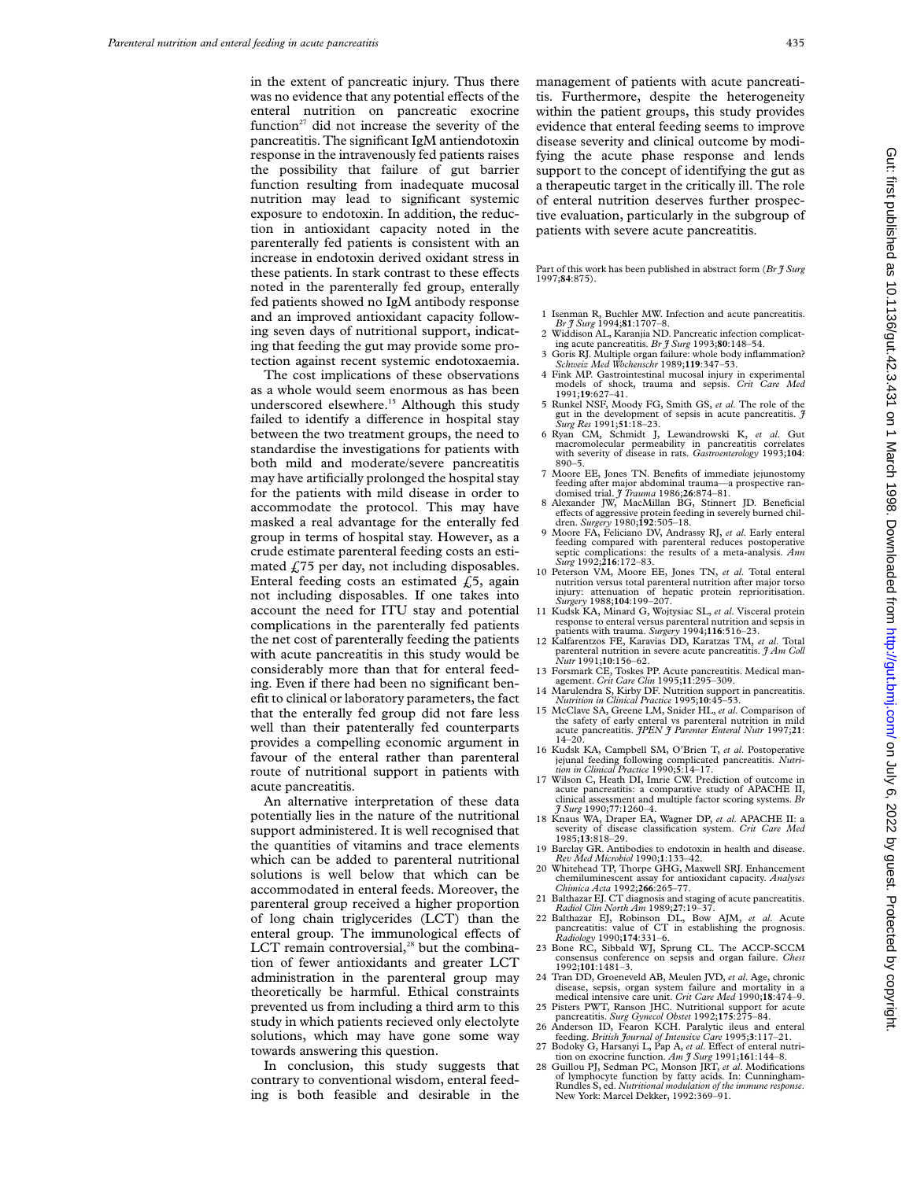in the extent of pancreatic injury. Thus there was no evidence that any potential effects of the enteral nutrition on pancreatic exocrine function[27] did not increase the severity of the pancreatitis. The significant IgM antiendotoxin response in the intravenously fed patients raises the possibility that failure of gut barrier function resulting from inadequate mucosal nutrition may lead to significant systemic exposure to endotoxin. In addition, the reduction in antioxidant capacity noted in the parenterally fed patients is consistent with an increase in endotoxin derived oxidant stress in these patients. In stark contrast to these effects noted in the parenterally fed group, enterally fed patients showed no IgM antibody response and an improved antioxidant capacity following seven days of nutritional support, indicating that feeding the gut may provide some protection against recent systemic endotoxaemia.

The cost implications of these observations as a whole would seem enormous as has been underscored elsewhere.[15] Although this study failed to identify a difference in hospital stay between the two treatment groups, the need to standardise the investigations for patients with both mild and moderate/severe pancreatitis may have artificially prolonged the hospital stay for the patients with mild disease in order to accommodate the protocol. This may have masked a real advantage for the enterally fed group in terms of hospital stay. However, as a crude estimate parenteral feeding costs an estimated £75 per day, not including disposables. Enteral feeding costs an estimated £5, again not including disposables. If one takes into account the need for ITU stay and potential complications in the parenterally fed patients the net cost of parenterally feeding the patients with acute pancreatitis in this study would be considerably more than that for enteral feeding. Even if there had been no significant benefit to clinical or laboratory parameters, the fact that the enterally fed group did not fare less well than their patenterally fed counterparts provides a compelling economic argument in favour of the enteral rather than parenteral route of nutritional support in patients with acute pancreatitis.

An alternative interpretation of these data potentially lies in the nature of the nutritional support administered. It is well recognised that the quantities of vitamins and trace elements which can be added to parenteral nutritional solutions is well below that which can be accommodated in enteral feeds. Moreover, the parenteral group received a higher proportion of long chain triglycerides (LCT) than the enteral group. The immunological effects of LCT remain controversial,[28] but the combination of fewer antioxidants and greater LCT administration in the parenteral group may theoretically be harmful. Ethical constraints prevented us from including a third arm to this study in which patients recieved only electolyte solutions, which may have gone some way towards answering this question.

In conclusion, this study suggests that contrary to conventional wisdom, enteral feeding is both feasible and desirable in the management of patients with acute pancreatitis. Furthermore, despite the heterogeneity within the patient groups, this study provides evidence that enteral feeding seems to improve disease severity and clinical outcome by modifying the acute phase response and lends support to the concept of identifying the gut as a therapeutic target in the critically ill. The role of enteral nutrition deserves further prospective evaluation, particularly in the subgroup of patients with severe acute pancreatitis.

Part of this work has been published in abstract form (*Br J Surg* 1997;**84**:875).

1. Isenman R, Buchler MW. Infection and acute pancreatitis. *Br J Surg* 1994;**81**:1707–8.
2. Widdison AL, Karanjia ND. Pancreatic infection complicating acute pancreatitis. *Br J Surg* 1993;**80**:148–54.
3. Goris RJ. Multiple organ failure: whole body inflammation? *Schweiz Med Wochenschr* 1989;**119**:347–53.
4. Fink MP. Gastrointestinal mucosal injury in experimental models of shock, trauma and sepsis. *Crit Care Med* 1991;**19**:627–41.
5. Runkel NSF, Moody FG, Smith GS, *et al*. The role of the gut in the development of sepsis in acute pancreatitis. *J Surg Res* 1991;**51**:18–23.
6. Ryan CM, Schmidt J, Lewandrowski K, *et al*. Gut macromolecular permeability in pancreatitis correlates with severity of disease in rats. *Gastroenterology* 1993;**104**: 890–5.
7. Moore EE, Jones TN. Benefits of immediate jejunostomy feeding after major abdominal trauma—a prospective randomised trial. *J Trauma* 1986;**26**:874–81.
8. Alexander JW, MacMillan BG, Stinnert JD. Beneficial effects of aggressive protein feeding in severely burned children. *Surgery* 1980;**192**:505–18.
9. Moore FA, Feliciano DV, Andrassy RJ, *et al*. Early enteral feeding compared with parenteral reduces postoperative septic complications: the results of a meta-analysis. *Ann Surg* 1992;**216**:172–83.
10. Peterson VM, Moore EE, Jones TN, *et al*. Total enteral nutrition versus total parenteral nutrition after major torso injury: attenuation of hepatic protein reprioritisation. *Surgery* 1988;**104**:199–207.
11. Kudsk KA, Minard G, Wojtysiac SL, *et al*. Visceral protein response to enteral versus parenteral nutrition and sepsis in patients with trauma. *Surgery* 1994;**116**:516–23.
12. Kalfarentzos FE, Karavias DD, Karatzas TM, *et al*. Total parenteral nutrition in severe acute pancreatitis. *J Am Coll Nutr* 1991;**10**:156–62.
13. Forsmark CE, Toskes PP. Acute pancreatitis. Medical management. *Crit Care Clin* 1995;**11**:295–309.
14. Marulendra S, Kirby DF. Nutrition support in pancreatitis. *Nutrition in Clinical Practice* 1995;**10**:45–53.
15. McClave SA, Greene LM, Snider HL, *et al*. Comparison of the safety of early enteral vs parenteral nutrition in mild acute pancreatitis. *JPEN J Parenter Enteral Nutr* 1997;**21**: 14–20.
16. Kudsk KA, Campbell SM, O'Brien T, *et al*. Postoperative jejunal feeding following complicated pancreatitis. *Nutrition in Clinical Practice* 1990;**5**:14–17.
17. Wilson C, Heath DI, Imrie CW. Prediction of outcome in acute pancreatitis: a comparative study of APACHE II, clinical assessment and multiple factor scoring systems. *Br J Surg* 1990;**77**:1260–4.
18. Knaus WA, Draper EA, Wagner DP, *et al*. APACHE II: a severity of disease classification system. *Crit Care Med* 1985;**13**:818–29.
19. Barclay GR. Antibodies to endotoxin in health and disease. *Rev Med Microbiol* 1990;**1**:133–42.
20. Whitehead TP, Thorpe GHG, Maxwell SRJ. Enhancement chemiluminescent assay for antioxidant capacity. *Analyses Chimica Acta* 1992;**266**:265–77.
21. Balthazar EJ. CT diagnosis and staging of acute pancreatitis. *Radiol Clin North Am* 1989;**27**:19–37.
22. Balthazar EJ, Robinson DL, Bow AJM, *et al*. Acute pancreatitis: value of CT in establishing the prognosis. *Radiology* 1990;**174**:331–6.
23. Bone RC, Sibbald WJ, Sprung CL. The ACCP-SCCM consensus conference on sepsis and organ failure. *Chest* 1992;**101**:1481–3.
24. Tran DD, Groeneveld AB, Meulen JVD, *et al*. Age, chronic disease, sepsis, organ system failure and mortality in a medical intensive care unit. *Crit Care Med* 1990;**18**:474–9.
25. Pisters PWT, Ranson JHC. Nutritional support for acute pancreatitis. *Surg Gynecol Obstet* 1992;**175**:275–84.
26. Anderson ID, Fearon KCH. Paralytic ileus and enteral feeding. *British Journal of Intensive Care* 1995;**3**:117–21.
27. Bodoky G, Harsanyi L, Pap A, *et al*. Effect of enteral nutrition on exocrine function. *Am J Surg* 1991;**161**:144–8.
28. Guillou PJ, Sedman PC, Monson JRT, *et al*. Modifications of lymphocyte function by fatty acids. In: Cunningham-Rundles S, ed. *Nutritional modulation of the immune response*. New York: Marcel Dekker, 1992:369–91.